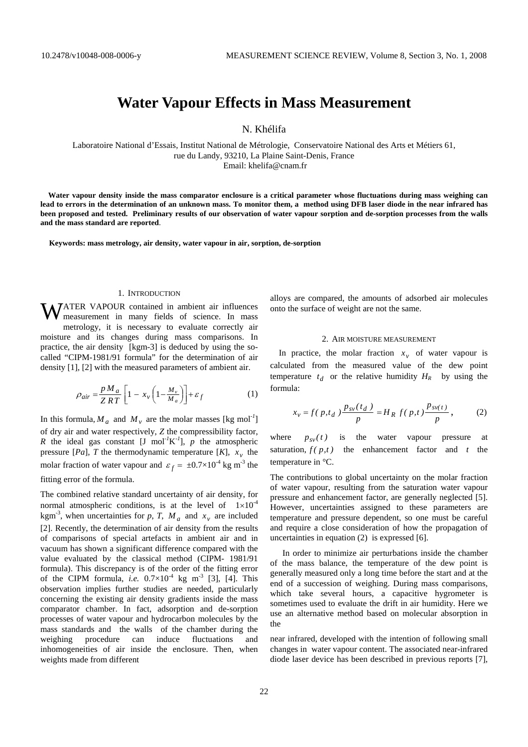# Water Vapour Effects in Mass Measurement

N. Khélifa

Laboratoire National d'Essais, Institut National de Métrologie, Conservatoire National des Arts et Métiers 61, rue du Landy, 93210, La Plaine Saint-Denis, France
Email: khelifa@cnam.fr

**Water vapour density inside the mass comparator enclosure is a critical parameter whose fluctuations during mass weighing can lead to errors in the determination of an unknown mass. To monitor them, a method using DFB laser diode in the near infrared has been proposed and tested. Preliminary results of our observation of water vapour sorption and de-sorption processes from the walls and the mass standard are reported**.

**Keywords: mass metrology, air density, water vapour in air, sorption, de-sorption**

## 1. Introduction

Water vapour contained in ambient air influences measurement in many fields of science. In mass metrology, it is necessary to evaluate correctly air moisture and its changes during mass comparisons. In practice, the air density [kgm-3] is deduced by using the so-called "CIPM-1981/91 formula" for the determination of air density [1], [2] with the measured parameters of ambient air.

$$\rho_{air} = \frac{p M_a}{Z R T}\left[1 - x_v\left(1 - \frac{M_v}{M_a}\right)\right] + \varepsilon_f \qquad (1)$$

In this formula, $M_a$ and $M_v$ are the molar masses [kg mol$^{-1}$] of dry air and water respectively, $Z$ the compressibility factor, $R$ the ideal gas constant [J mol$^{-1}$K$^{-1}$], $p$ the atmospheric pressure [$Pa$], $T$ the thermodynamic temperature [$K$], $x_v$ the molar fraction of water vapour and $\varepsilon_f = \pm 0.7\times10^{-4}$ kg m$^{-3}$ the fitting error of the formula.

The combined relative standard uncertainty of air density, for normal atmospheric conditions, is at the level of $1\times10^{-4}$ kgm$^{-3}$, when uncertainties for $p$, $T$, $M_a$ and $x_v$ are included [2]. Recently, the determination of air density from the results of comparisons of special artefacts in ambient air and in vacuum has shown a significant difference compared with the value evaluated by the classical method (CIPM- 1981/91 formula). This discrepancy is of the order of the fitting error of the CIPM formula, *i.e.* $0.7\times10^{-4}$ kg m$^{-3}$ [3], [4]. This observation implies further studies are needed, particularly concerning the existing air density gradients inside the mass comparator chamber. In fact, adsorption and de-sorption processes of water vapour and hydrocarbon molecules by the mass standards and the walls of the chamber during the weighing procedure can induce fluctuations and inhomogeneities of air inside the enclosure. Then, when weights made from different alloys are compared, the amounts of adsorbed air molecules onto the surface of weight are not the same.

## 2. Air moisture measurement

In practice, the molar fraction $x_v$ of water vapour is calculated from the measured value of the dew point temperature $t_d$ or the relative humidity $H_R$ by using the formula:

$$x_v = f(p, t_d)\frac{p_{sv}(t_d)}{p} = H_R\, f(p,t)\frac{p_{sv(t)}}{p}, \qquad (2)$$

where $p_{sv}(t)$ is the water vapour pressure at saturation, $f(p,t)$ the enhancement factor and $t$ the temperature in °C.

The contributions to global uncertainty on the molar fraction of water vapour, resulting from the saturation water vapour pressure and enhancement factor, are generally neglected [5]. However, uncertainties assigned to these parameters are temperature and pressure dependent, so one must be careful and require a close consideration of how the propagation of uncertainties in equation (2) is expressed [6].

In order to minimize air perturbations inside the chamber of the mass balance, the temperature of the dew point is generally measured only a long time before the start and at the end of a succession of weighing. During mass comparisons, which take several hours, a capacitive hygrometer is sometimes used to evaluate the drift in air humidity. Here we use an alternative method based on molecular absorption in the near infrared, developed with the intention of following small changes in water vapour content. The associated near-infrared diode laser device has been described in previous reports [7],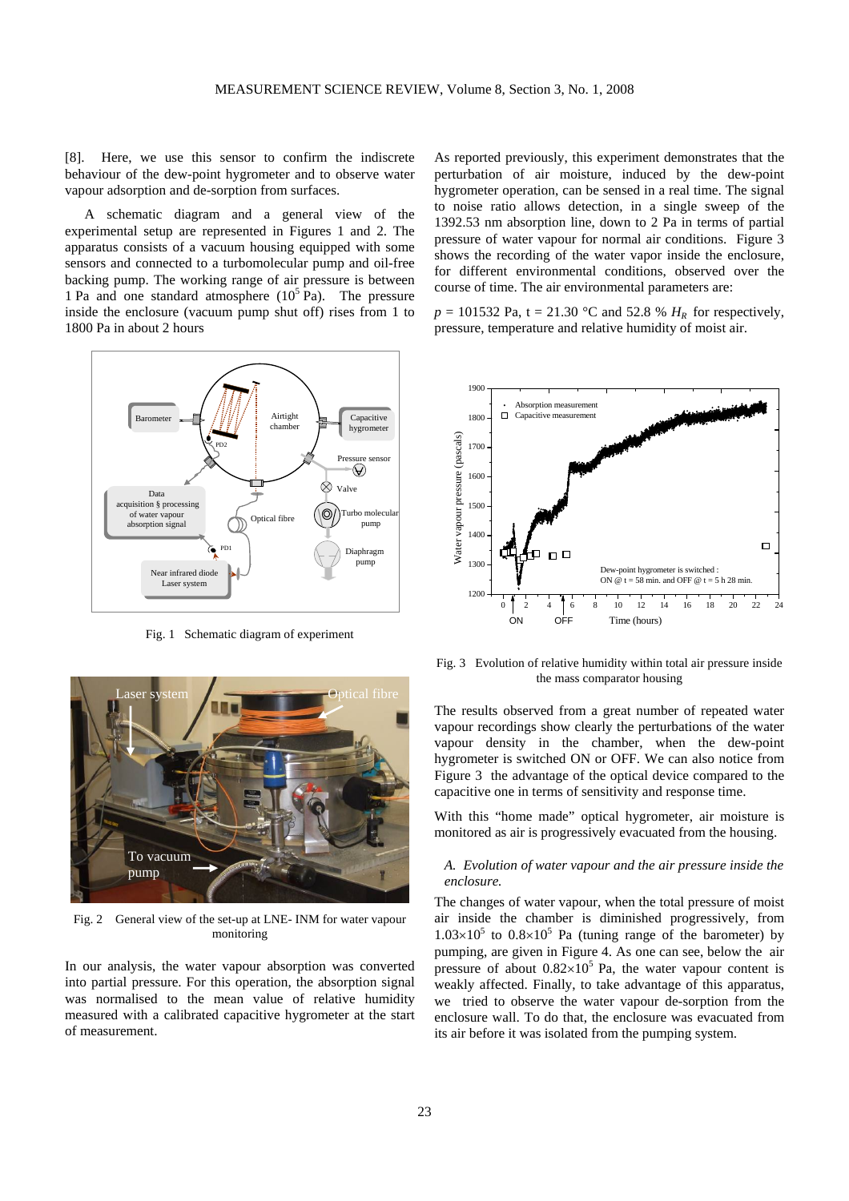[8]. Here, we use this sensor to confirm the indiscrete behaviour of the dew-point hygrometer and to observe water vapour adsorption and de-sorption from surfaces.

A schematic diagram and a general view of the experimental setup are represented in Figures 1 and 2. The apparatus consists of a vacuum housing equipped with some sensors and connected to a turbomolecular pump and oil-free backing pump. The working range of air pressure is between 1 Pa and one standard atmosphere ($10^5$ Pa). The pressure inside the enclosure (vacuum pump shut off) rises from 1 to 1800 Pa in about 2 hours

Fig. 1 Schematic diagram of experiment

Fig. 2 General view of the set-up at LNE- INM for water vapour monitoring

In our analysis, the water vapour absorption was converted into partial pressure. For this operation, the absorption signal was normalised to the mean value of relative humidity measured with a calibrated capacitive hygrometer at the start of measurement.

As reported previously, this experiment demonstrates that the perturbation of air moisture, induced by the dew-point hygrometer operation, can be sensed in a real time. The signal to noise ratio allows detection, in a single sweep of the 1392.53 nm absorption line, down to 2 Pa in terms of partial pressure of water vapour for normal air conditions. Figure 3 shows the recording of the water vapor inside the enclosure, for different environmental conditions, observed over the course of time. The air environmental parameters are:

$p$ = 101532 Pa, t = 21.30 °C and 52.8 % $H_R$ for respectively, pressure, temperature and relative humidity of moist air.

Fig. 3 Evolution of relative humidity within total air pressure inside the mass comparator housing

The results observed from a great number of repeated water vapour recordings show clearly the perturbations of the water vapour density in the chamber, when the dew-point hygrometer is switched ON or OFF. We can also notice from Figure 3 the advantage of the optical device compared to the capacitive one in terms of sensitivity and response time.

With this "home made" optical hygrometer, air moisture is monitored as air is progressively evacuated from the housing.

*A. Evolution of water vapour and the air pressure inside the enclosure.*

The changes of water vapour, when the total pressure of moist air inside the chamber is diminished progressively, from $1.03\times10^5$ to $0.8\times10^5$ Pa (tuning range of the barometer) by pumping, are given in Figure 4. As one can see, below the air pressure of about $0.82\times10^5$ Pa, the water vapour content is weakly affected. Finally, to take advantage of this apparatus, we tried to observe the water vapour de-sorption from the enclosure wall. To do that, the enclosure was evacuated from its air before it was isolated from the pumping system.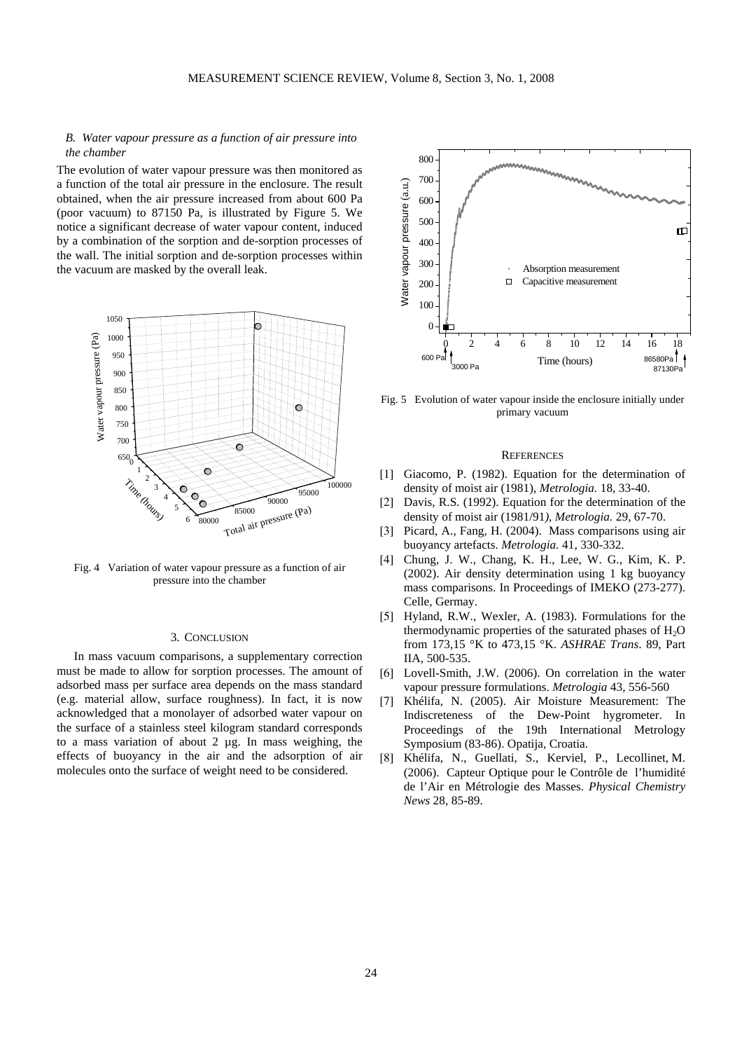*B. Water vapour pressure as a function of air pressure into the chamber*

The evolution of water vapour pressure was then monitored as a function of the total air pressure in the enclosure. The result obtained, when the air pressure increased from about 600 Pa (poor vacuum) to 87150 Pa, is illustrated by Figure 5. We notice a significant decrease of water vapour content, induced by a combination of the sorption and de-sorption processes of the wall. The initial sorption and de-sorption processes within the vacuum are masked by the overall leak.

Water vapour pressure (Pa)
1050
1000
950
900
850
800
750
700
650
Time (hours)
0
1
2
3
4
5
6
Total air pressure (Pa)
80000
85000
90000
95000
100000

Fig. 4 Variation of water vapour pressure as a function of air pressure into the chamber

Water vapour pressure (a.u.)
800
700
600
500
400
300
200
100
0
Absorption measurement
Capacitive measurement
Time (hours)
0
2
4
6
8
10
12
14
16
18
600 Pa
3000 Pa
86580Pa
87130Pa

Fig. 5 Evolution of water vapour inside the enclosure initially under primary vacuum

## 3. Conclusion

In mass vacuum comparisons, a supplementary correction must be made to allow for sorption processes. The amount of adsorbed mass per surface area depends on the mass standard (e.g. material allow, surface roughness). In fact, it is now acknowledged that a monolayer of adsorbed water vapour on the surface of a stainless steel kilogram standard corresponds to a mass variation of about 2 µg. In mass weighing, the effects of buoyancy in the air and the adsorption of air molecules onto the surface of weight need to be considered.

## References

[1] Giacomo, P. (1982). Equation for the determination of density of moist air (1981), *Metrologia.* 18, 33-40.

[2] Davis, R.S. (1992). Equation for the determination of the density of moist air (1981/91), *Metrologia.* 29, 67-70.

[3] Picard, A., Fang, H. (2004). Mass comparisons using air buoyancy artefacts. *Metrologia.* 41, 330-332.

[4] Chung, J. W., Chang, K. H., Lee, W. G., Kim, K. P. (2002). Air density determination using 1 kg buoyancy mass comparisons. In Proceedings of IMEKO (273-277). Celle, Germay.

[5] Hyland, R.W., Wexler, A. (1983). Formulations for the thermodynamic properties of the saturated phases of $H_2O$ from 173,15 °K to 473,15 °K. *ASHRAE Trans*. 89, Part IIA, 500-535.

[6] Lovell-Smith, J.W. (2006). On correlation in the water vapour pressure formulations. *Metrologia* 43, 556-560

[7] Khélifa, N. (2005). Air Moisture Measurement: The Indiscreteness of the Dew-Point hygrometer. In Proceedings of the 19th International Metrology Symposium (83-86). Opatija, Croatia.

[8] Khélifa, N., Guellati, S., Kerviel, P., Lecollinet, M. (2006). Capteur Optique pour le Contrôle de l'humidité de l'Air en Métrologie des Masses. *Physical Chemistry News* 28, 85-89.